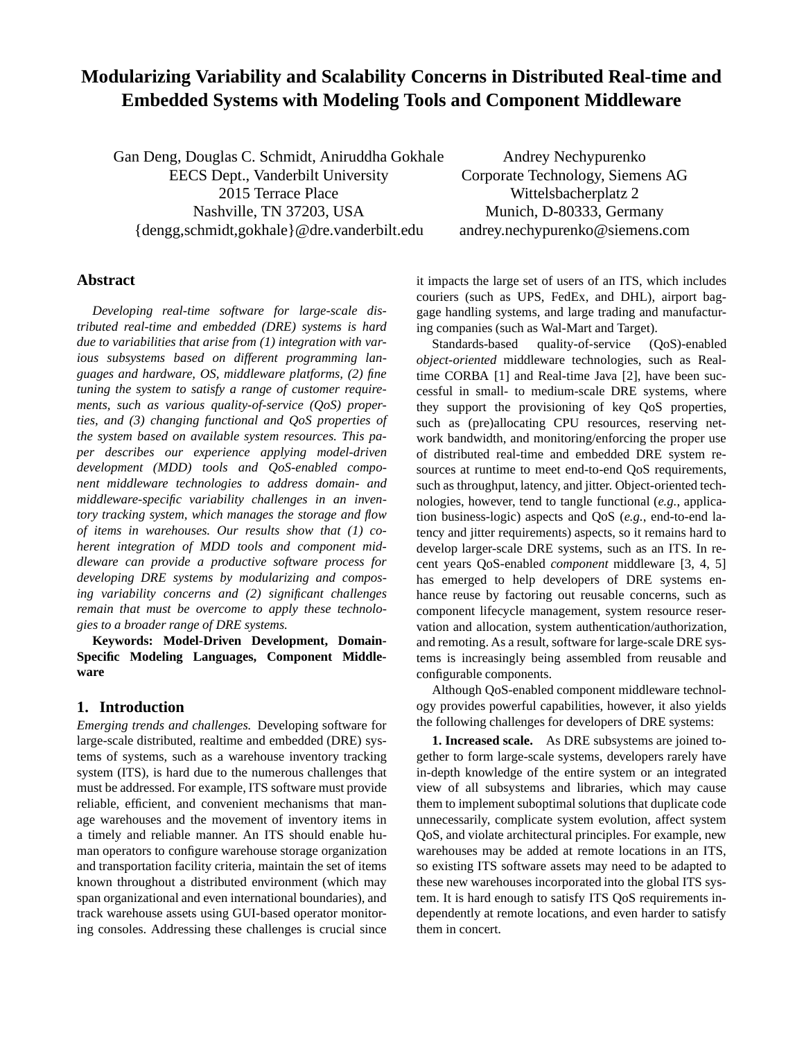# Modularizing Variability and Scalability Concerns in Distributed Real-time and Embedded Systems with Modeling Tools and Component Middleware

Gan Deng, Douglas C. Schmidt, Aniruddha Gokhale
EECS Dept., Vanderbilt University
2015 Terrace Place
Nashville, TN 37203, USA
{dengg,schmidt,gokhale}@dre.vanderbilt.edu

Andrey Nechypurenko
Corporate Technology, Siemens AG
Wittelsbacherplatz 2
Munich, D-80333, Germany
andrey.nechypurenko@siemens.com

## Abstract

*Developing real-time software for large-scale distributed real-time and embedded (DRE) systems is hard due to variabilities that arise from (1) integration with various subsystems based on different programming languages and hardware, OS, middleware platforms, (2) fine tuning the system to satisfy a range of customer requirements, such as various quality-of-service (QoS) properties, and (3) changing functional and QoS properties of the system based on available system resources. This paper describes our experience applying model-driven development (MDD) tools and QoS-enabled component middleware technologies to address domain- and middleware-specific variability challenges in an inventory tracking system, which manages the storage and flow of items in warehouses. Our results show that (1) coherent integration of MDD tools and component middleware can provide a productive software process for developing DRE systems by modularizing and composing variability concerns and (2) significant challenges remain that must be overcome to apply these technologies to a broader range of DRE systems.*

**Keywords: Model-Driven Development, Domain-Specific Modeling Languages, Component Middleware**

## 1. Introduction

*Emerging trends and challenges.* Developing software for large-scale distributed, realtime and embedded (DRE) systems of systems, such as a warehouse inventory tracking system (ITS), is hard due to the numerous challenges that must be addressed. For example, ITS software must provide reliable, efficient, and convenient mechanisms that manage warehouses and the movement of inventory items in a timely and reliable manner. An ITS should enable human operators to configure warehouse storage organization and transportation facility criteria, maintain the set of items known throughout a distributed environment (which may span organizational and even international boundaries), and track warehouse assets using GUI-based operator monitoring consoles. Addressing these challenges is crucial since it impacts the large set of users of an ITS, which includes couriers (such as UPS, FedEx, and DHL), airport baggage handling systems, and large trading and manufacturing companies (such as Wal-Mart and Target).

Standards-based quality-of-service (QoS)-enabled *object-oriented* middleware technologies, such as Real-time CORBA [1] and Real-time Java [2], have been successful in small- to medium-scale DRE systems, where they support the provisioning of key QoS properties, such as (pre)allocating CPU resources, reserving network bandwidth, and monitoring/enforcing the proper use of distributed real-time and embedded DRE system resources at runtime to meet end-to-end QoS requirements, such as throughput, latency, and jitter. Object-oriented technologies, however, tend to tangle functional (*e.g.*, application business-logic) aspects and QoS (*e.g.*, end-to-end latency and jitter requirements) aspects, so it remains hard to develop larger-scale DRE systems, such as an ITS. In recent years QoS-enabled *component* middleware [3, 4, 5] has emerged to help developers of DRE systems enhance reuse by factoring out reusable concerns, such as component lifecycle management, system resource reservation and allocation, system authentication/authorization, and remoting. As a result, software for large-scale DRE systems is increasingly being assembled from reusable and configurable components.

Although QoS-enabled component middleware technology provides powerful capabilities, however, it also yields the following challenges for developers of DRE systems:

**1. Increased scale.** As DRE subsystems are joined together to form large-scale systems, developers rarely have in-depth knowledge of the entire system or an integrated view of all subsystems and libraries, which may cause them to implement suboptimal solutions that duplicate code unnecessarily, complicate system evolution, affect system QoS, and violate architectural principles. For example, new warehouses may be added at remote locations in an ITS, so existing ITS software assets may need to be adapted to these new warehouses incorporated into the global ITS system. It is hard enough to satisfy ITS QoS requirements independently at remote locations, and even harder to satisfy them in concert.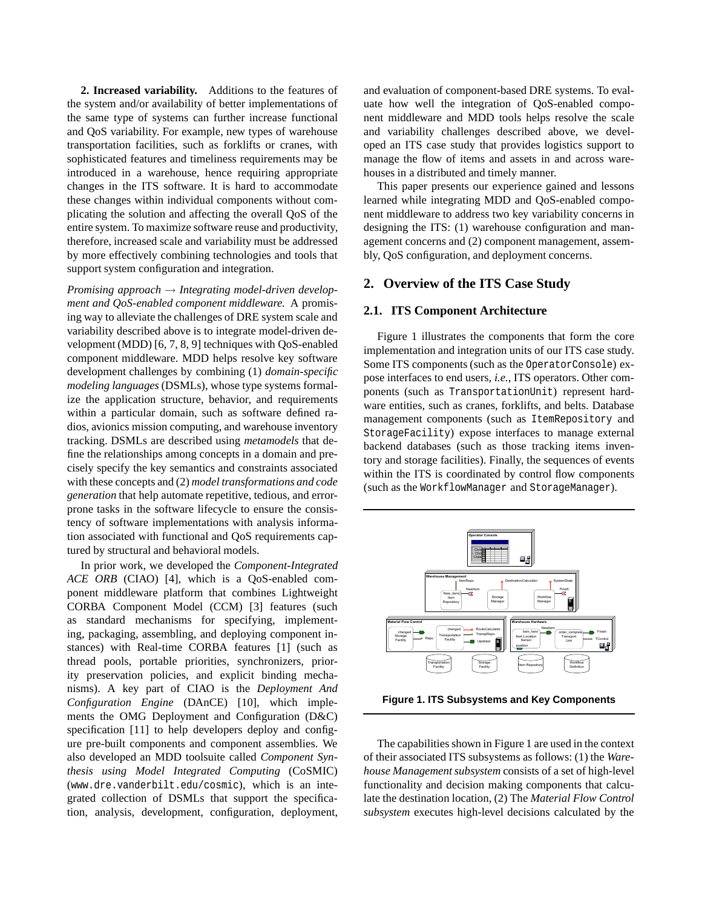**2. Increased variability.** Additions to the features of the system and/or availability of better implementations of the same type of systems can further increase functional and QoS variability. For example, new types of warehouse transportation facilities, such as forklifts or cranes, with sophisticated features and timeliness requirements may be introduced in a warehouse, hence requiring appropriate changes in the ITS software. It is hard to accommodate these changes within individual components without complicating the solution and affecting the overall QoS of the entire system. To maximize software reuse and productivity, therefore, increased scale and variability must be addressed by more effectively combining technologies and tools that support system configuration and integration.

*Promising approach → Integrating model-driven development and QoS-enabled component middleware.* A promising way to alleviate the challenges of DRE system scale and variability described above is to integrate model-driven development (MDD) [6, 7, 8, 9] techniques with QoS-enabled component middleware. MDD helps resolve key software development challenges by combining (1) *domain-specific modeling languages* (DSMLs), whose type systems formalize the application structure, behavior, and requirements within a particular domain, such as software defined radios, avionics mission computing, and warehouse inventory tracking. DSMLs are described using *metamodels* that define the relationships among concepts in a domain and precisely specify the key semantics and constraints associated with these concepts and (2) *model transformations and code generation* that help automate repetitive, tedious, and error-prone tasks in the software lifecycle to ensure the consistency of software implementations with analysis information associated with functional and QoS requirements captured by structural and behavioral models.

In prior work, we developed the *Component-Integrated ACE ORB* (CIAO) [4], which is a QoS-enabled component middleware platform that combines Lightweight CORBA Component Model (CCM) [3] features (such as standard mechanisms for specifying, implementing, packaging, assembling, and deploying component instances) with Real-time CORBA features [1] (such as thread pools, portable priorities, synchronizers, priority preservation policies, and explicit binding mechanisms). A key part of CIAO is the *Deployment And Configuration Engine* (DAnCE) [10], which implements the OMG Deployment and Configuration (D&C) specification [11] to help developers deploy and configure pre-built components and component assemblies. We also developed an MDD toolsuite called *Component Synthesis using Model Integrated Computing* (CoSMIC) (`www.dre.vanderbilt.edu/cosmic`), which is an integrated collection of DSMLs that support the specification, analysis, development, configuration, deployment, and evaluation of component-based DRE systems. To evaluate how well the integration of QoS-enabled component middleware and MDD tools helps resolve the scale and variability challenges described above, we developed an ITS case study that provides logistics support to manage the flow of items and assets in and across warehouses in a distributed and timely manner.

This paper presents our experience gained and lessons learned while integrating MDD and QoS-enabled component middleware to address two key variability concerns in designing the ITS: (1) warehouse configuration and management concerns and (2) component management, assembly, QoS configuration, and deployment concerns.

## 2. Overview of the ITS Case Study

### 2.1. ITS Component Architecture

Figure 1 illustrates the components that form the core implementation and integration units of our ITS case study. Some ITS components (such as the `OperatorConsole`) expose interfaces to end users, *i.e.*, ITS operators. Other components (such as `TransportationUnit`) represent hardware entities, such as cranes, forklifts, and belts. Database management components (such as `ItemRepository` and `StorageFacility`) expose interfaces to manage external backend databases (such as those tracking items inventory and storage facilities). Finally, the sequences of events within the ITS is coordinated by control flow components (such as the `WorkflowManager` and `StorageManager`).

**Figure 1. ITS Subsystems and Key Components**

The capabilities shown in Figure 1 are used in the context of their associated ITS subsystems as follows: (1) the *Warehouse Management subsystem* consists of a set of high-level functionality and decision making components that calculate the destination location, (2) The *Material Flow Control subsystem* executes high-level decisions calculated by the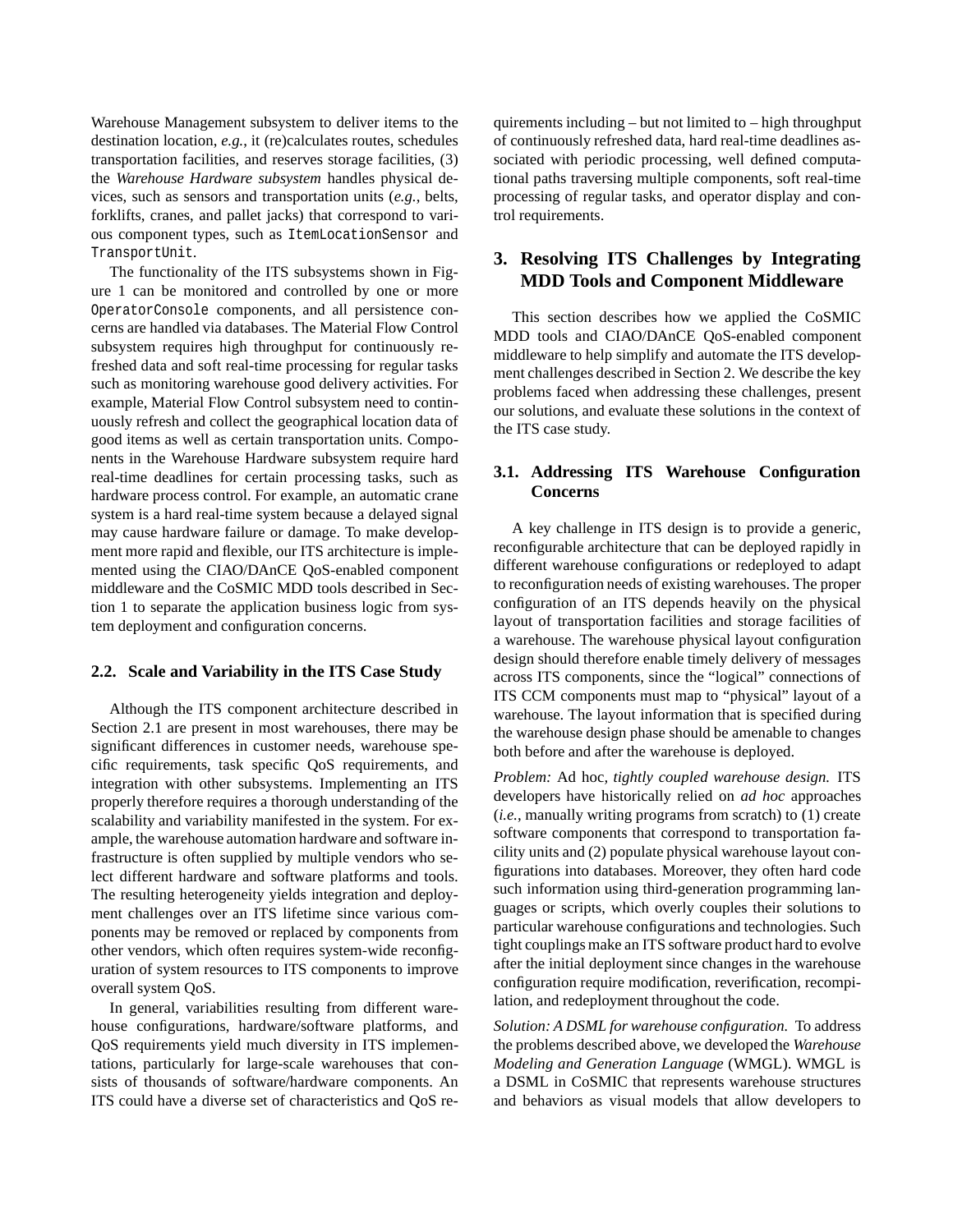Warehouse Management subsystem to deliver items to the destination location, *e.g.*, it (re)calculates routes, schedules transportation facilities, and reserves storage facilities, (3) the *Warehouse Hardware subsystem* handles physical devices, such as sensors and transportation units (*e.g.*, belts, forklifts, cranes, and pallet jacks) that correspond to various component types, such as `ItemLocationSensor` and `TransportUnit`.

The functionality of the ITS subsystems shown in Figure 1 can be monitored and controlled by one or more `OperatorConsole` components, and all persistence concerns are handled via databases. The Material Flow Control subsystem requires high throughput for continuously refreshed data and soft real-time processing for regular tasks such as monitoring warehouse good delivery activities. For example, Material Flow Control subsystem need to continuously refresh and collect the geographical location data of good items as well as certain transportation units. Components in the Warehouse Hardware subsystem require hard real-time deadlines for certain processing tasks, such as hardware process control. For example, an automatic crane system is a hard real-time system because a delayed signal may cause hardware failure or damage. To make development more rapid and flexible, our ITS architecture is implemented using the CIAO/DAnCE QoS-enabled component middleware and the CoSMIC MDD tools described in Section 1 to separate the application business logic from system deployment and configuration concerns.

### 2.2. Scale and Variability in the ITS Case Study

Although the ITS component architecture described in Section 2.1 are present in most warehouses, there may be significant differences in customer needs, warehouse specific QoS requirements, task specific QoS requirements, and integration with other subsystems. Implementing an ITS properly therefore requires a thorough understanding of the scalability and variability manifested in the system. For example, the warehouse automation hardware and software infrastructure is often supplied by multiple vendors who select different hardware and software platforms and tools. The resulting heterogeneity yields integration and deployment challenges over an ITS lifetime since various components may be removed or replaced by components from other vendors, which often requires system-wide reconfiguration of system resources to ITS components to improve overall system QoS.

In general, variabilities resulting from different warehouse configurations, hardware/software platforms, and QoS requirements yield much diversity in ITS implementations, particularly for large-scale warehouses that consists of thousands of software/hardware components. An ITS could have a diverse set of characteristics and QoS requirements including – but not limited to – high throughput of continuously refreshed data, hard real-time deadlines associated with periodic processing, well defined computational paths traversing multiple components, soft real-time processing of regular tasks, and operator display and control requirements.

## 3. Resolving ITS Challenges by Integrating MDD Tools and Component Middleware

This section describes how we applied the CoSMIC MDD tools and CIAO/DAnCE QoS-enabled component middleware to help simplify and automate the ITS development challenges described in Section 2. We describe the key problems faced when addressing these challenges, present our solutions, and evaluate these solutions in the context of the ITS case study.

### 3.1. Addressing ITS Warehouse Configuration Concerns

A key challenge in ITS design is to provide a generic, reconfigurable architecture that can be deployed rapidly in different warehouse configurations or redeployed to adapt to reconfiguration needs of existing warehouses. The proper configuration of an ITS depends heavily on the physical layout of transportation facilities and storage facilities of a warehouse. The warehouse physical layout configuration design should therefore enable timely delivery of messages across ITS components, since the "logical" connections of ITS CCM components must map to "physical" layout of a warehouse. The layout information that is specified during the warehouse design phase should be amenable to changes both before and after the warehouse is deployed.

*Problem:* Ad hoc, *tightly coupled warehouse design.* ITS developers have historically relied on *ad hoc* approaches (*i.e.*, manually writing programs from scratch) to (1) create software components that correspond to transportation facility units and (2) populate physical warehouse layout configurations into databases. Moreover, they often hard code such information using third-generation programming languages or scripts, which overly couples their solutions to particular warehouse configurations and technologies. Such tight couplings make an ITS software product hard to evolve after the initial deployment since changes in the warehouse configuration require modification, reverification, recompilation, and redeployment throughout the code.

*Solution: A DSML for warehouse configuration.* To address the problems described above, we developed the *Warehouse Modeling and Generation Language* (WMGL). WMGL is a DSML in CoSMIC that represents warehouse structures and behaviors as visual models that allow developers to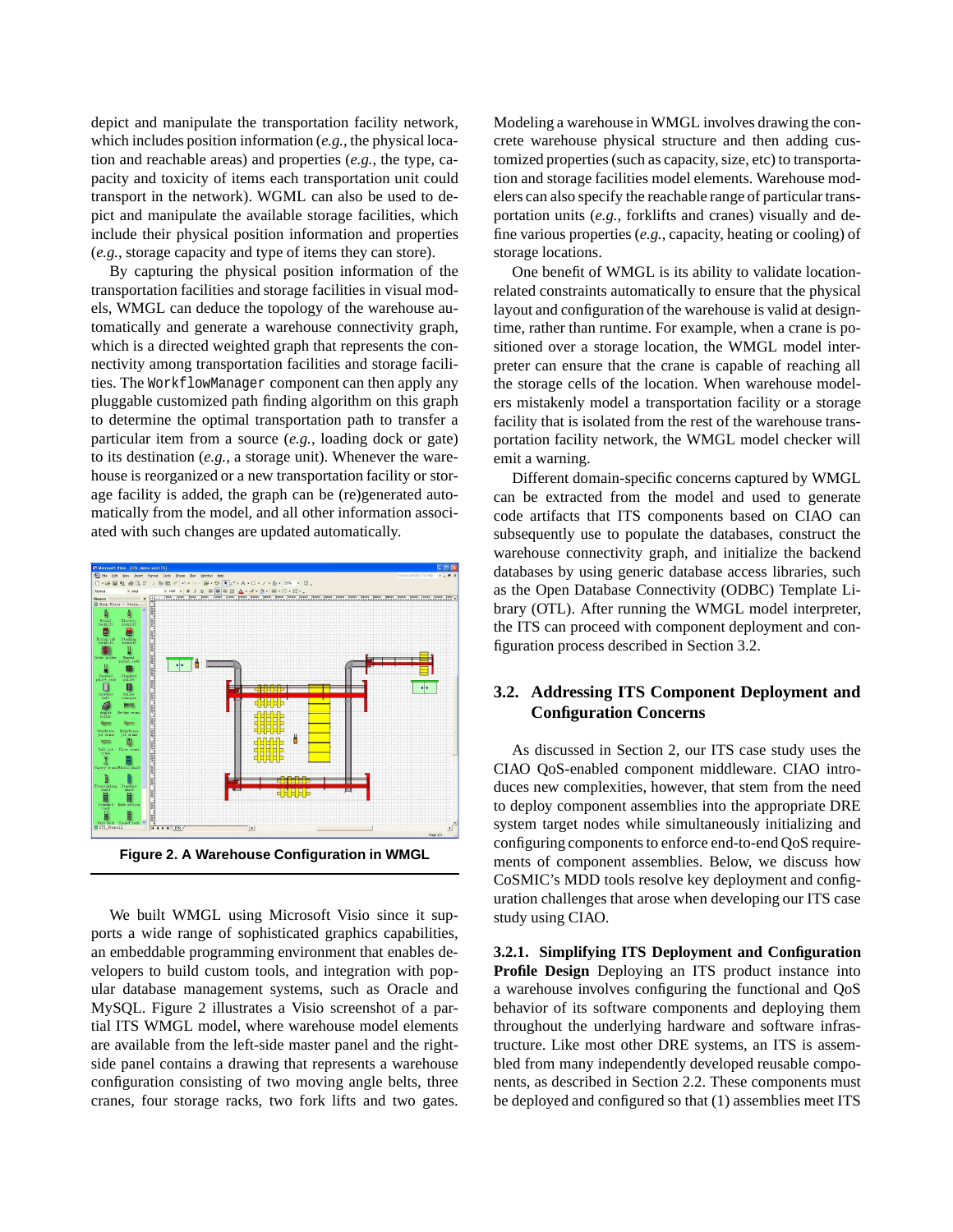depict and manipulate the transportation facility network, which includes position information (*e.g.*, the physical location and reachable areas) and properties (*e.g.*, the type, capacity and toxicity of items each transportation unit could transport in the network). WGML can also be used to depict and manipulate the available storage facilities, which include their physical position information and properties (*e.g.*, storage capacity and type of items they can store).

By capturing the physical position information of the transportation facilities and storage facilities in visual models, WMGL can deduce the topology of the warehouse automatically and generate a warehouse connectivity graph, which is a directed weighted graph that represents the connectivity among transportation facilities and storage facilities. The `WorkflowManager` component can then apply any pluggable customized path finding algorithm on this graph to determine the optimal transportation path to transfer a particular item from a source (*e.g.*, loading dock or gate) to its destination (*e.g.*, a storage unit). Whenever the warehouse is reorganized or a new transportation facility or storage facility is added, the graph can be (re)generated automatically from the model, and all other information associated with such changes are updated automatically.

**Figure 2. A Warehouse Configuration in WMGL**

We built WMGL using Microsoft Visio since it supports a wide range of sophisticated graphics capabilities, an embeddable programming environment that enables developers to build custom tools, and integration with popular database management systems, such as Oracle and MySQL. Figure 2 illustrates a Visio screenshot of a partial ITS WMGL model, where warehouse model elements are available from the left-side master panel and the right-side panel contains a drawing that represents a warehouse configuration consisting of two moving angle belts, three cranes, four storage racks, two fork lifts and two gates. Modeling a warehouse in WMGL involves drawing the concrete warehouse physical structure and then adding customized properties (such as capacity, size, etc) to transportation and storage facilities model elements. Warehouse modelers can also specify the reachable range of particular transportation units (*e.g.*, forklifts and cranes) visually and define various properties (*e.g.*, capacity, heating or cooling) of storage locations.

One benefit of WMGL is its ability to validate location-related constraints automatically to ensure that the physical layout and configuration of the warehouse is valid at design-time, rather than runtime. For example, when a crane is positioned over a storage location, the WMGL model interpreter can ensure that the crane is capable of reaching all the storage cells of the location. When warehouse modelers mistakenly model a transportation facility or a storage facility that is isolated from the rest of the warehouse transportation facility network, the WMGL model checker will emit a warning.

Different domain-specific concerns captured by WMGL can be extracted from the model and used to generate code artifacts that ITS components based on CIAO can subsequently use to populate the databases, construct the warehouse connectivity graph, and initialize the backend databases by using generic database access libraries, such as the Open Database Connectivity (ODBC) Template Library (OTL). After running the WMGL model interpreter, the ITS can proceed with component deployment and configuration process described in Section 3.2.

## 3.2. Addressing ITS Component Deployment and Configuration Concerns

As discussed in Section 2, our ITS case study uses the CIAO QoS-enabled component middleware. CIAO introduces new complexities, however, that stem from the need to deploy component assemblies into the appropriate DRE system target nodes while simultaneously initializing and configuring components to enforce end-to-end QoS requirements of component assemblies. Below, we discuss how CoSMIC's MDD tools resolve key deployment and configuration challenges that arose when developing our ITS case study using CIAO.

**3.2.1. Simplifying ITS Deployment and Configuration Profile Design** Deploying an ITS product instance into a warehouse involves configuring the functional and QoS behavior of its software components and deploying them throughout the underlying hardware and software infrastructure. Like most other DRE systems, an ITS is assembled from many independently developed reusable components, as described in Section 2.2. These components must be deployed and configured so that (1) assemblies meet ITS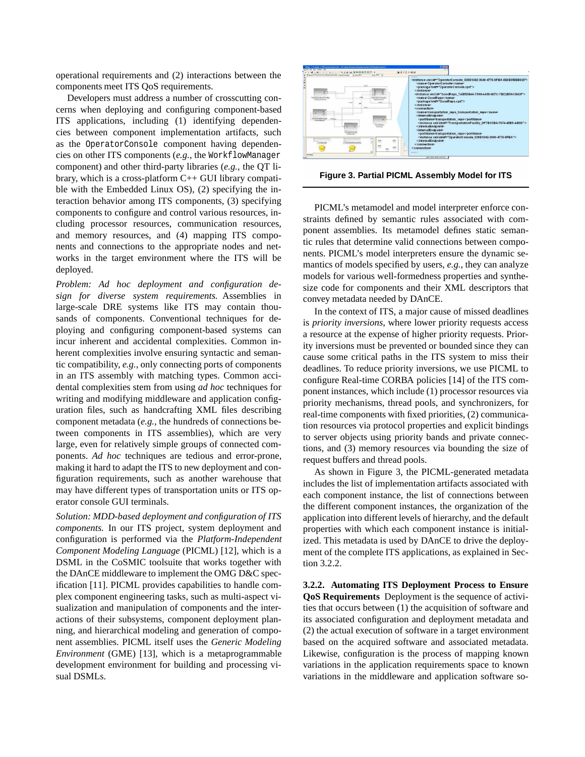operational requirements and (2) interactions between the components meet ITS QoS requirements.

Developers must address a number of crosscutting concerns when deploying and configuring component-based ITS applications, including (1) identifying dependencies between component implementation artifacts, such as the `OperatorConsole` component having dependencies on other ITS components (*e.g.*, the `WorkflowManager` component) and other third-party libraries (*e.g.*, the QT library, which is a cross-platform C++ GUI library compatible with the Embedded Linux OS), (2) specifying the interaction behavior among ITS components, (3) specifying components to configure and control various resources, including processor resources, communication resources, and memory resources, and (4) mapping ITS components and connections to the appropriate nodes and networks in the target environment where the ITS will be deployed.

*Problem: Ad hoc deployment and configuration design for diverse system requirements.* Assemblies in large-scale DRE systems like ITS may contain thousands of components. Conventional techniques for deploying and configuring component-based systems can incur inherent and accidental complexities. Common inherent complexities involve ensuring syntactic and semantic compatibility, *e.g.*, only connecting ports of components in an ITS assembly with matching types. Common accidental complexities stem from using *ad hoc* techniques for writing and modifying middleware and application configuration files, such as handcrafting XML files describing component metadata (*e.g.*, the hundreds of connections between components in ITS assemblies), which are very large, even for relatively simple groups of connected components. *Ad hoc* techniques are tedious and error-prone, making it hard to adapt the ITS to new deployment and configuration requirements, such as another warehouse that may have different types of transportation units or ITS operator console GUI terminals.

*Solution: MDD-based deployment and configuration of ITS components.* In our ITS project, system deployment and configuration is performed via the *Platform-Independent Component Modeling Language* (PICML) [12], which is a DSML in the CoSMIC toolsuite that works together with the DAnCE middleware to implement the OMG D&C specification [11]. PICML provides capabilities to handle complex component engineering tasks, such as multi-aspect visualization and manipulation of components and the interactions of their subsystems, component deployment planning, and hierarchical modeling and generation of component assemblies. PICML itself uses the *Generic Modeling Environment* (GME) [13], which is a metaprogrammable development environment for building and processing visual DSMLs.

**Figure 3. Partial PICML Assembly Model for ITS**

PICML's metamodel and model interpreter enforce constraints defined by semantic rules associated with component assemblies. Its metamodel defines static semantic rules that determine valid connections between components. PICML's model interpreters ensure the dynamic semantics of models specified by users, *e.g.*, they can analyze models for various well-formedness properties and synthesize code for components and their XML descriptors that convey metadata needed by DAnCE.

In the context of ITS, a major cause of missed deadlines is *priority inversions*, where lower priority requests access a resource at the expense of higher priority requests. Priority inversions must be prevented or bounded since they can cause some critical paths in the ITS system to miss their deadlines. To reduce priority inversions, we use PICML to configure Real-time CORBA policies [14] of the ITS component instances, which include (1) processor resources via priority mechanisms, thread pools, and synchronizers, for real-time components with fixed priorities, (2) communication resources via protocol properties and explicit bindings to server objects using priority bands and private connections, and (3) memory resources via bounding the size of request buffers and thread pools.

As shown in Figure 3, the PICML-generated metadata includes the list of implementation artifacts associated with each component instance, the list of connections between the different component instances, the organization of the application into different levels of hierarchy, and the default properties with which each component instance is initialized. This metadata is used by DAnCE to drive the deployment of the complete ITS applications, as explained in Section 3.2.2.

**3.2.2. Automating ITS Deployment Process to Ensure QoS Requirements** Deployment is the sequence of activities that occurs between (1) the acquisition of software and its associated configuration and deployment metadata and (2) the actual execution of software in a target environment based on the acquired software and associated metadata. Likewise, configuration is the process of mapping known variations in the application requirements space to known variations in the middleware and application software so-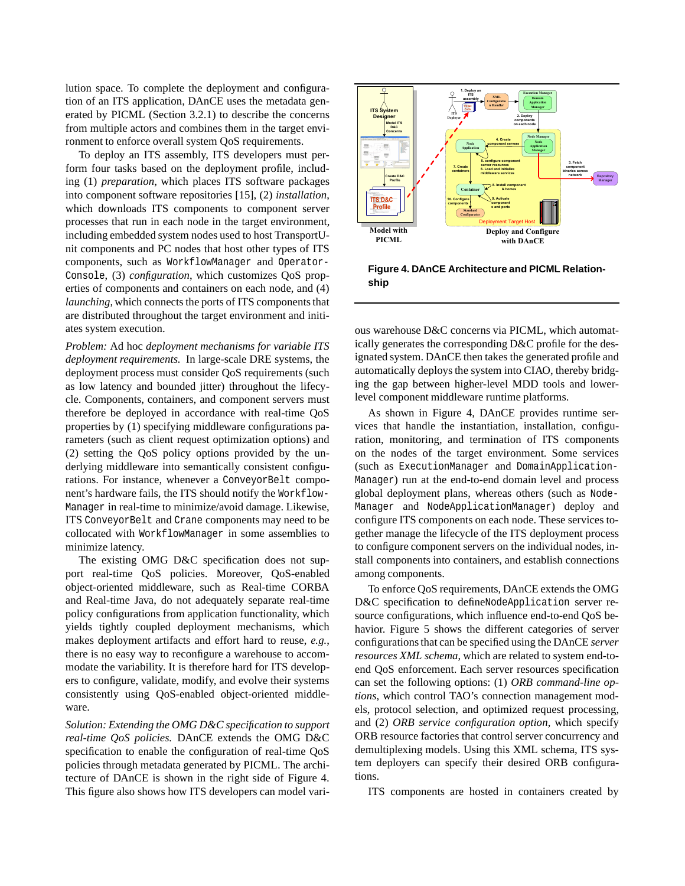lution space. To complete the deployment and configuration of an ITS application, DAnCE uses the metadata generated by PICML (Section 3.2.1) to describe the concerns from multiple actors and combines them in the target environment to enforce overall system QoS requirements.

To deploy an ITS assembly, ITS developers must perform four tasks based on the deployment profile, including (1) *preparation*, which places ITS software packages into component software repositories [15], (2) *installation*, which downloads ITS components to component server processes that run in each node in the target environment, including embedded system nodes used to host TransportUnit components and PC nodes that host other types of ITS components, such as `WorkflowManager` and `OperatorConsole`, (3) *configuration*, which customizes QoS properties of components and containers on each node, and (4) *launching*, which connects the ports of ITS components that are distributed throughout the target environment and initiates system execution.

*Problem:* Ad hoc *deployment mechanisms for variable ITS deployment requirements.* In large-scale DRE systems, the deployment process must consider QoS requirements (such as low latency and bounded jitter) throughout the lifecycle. Components, containers, and component servers must therefore be deployed in accordance with real-time QoS properties by (1) specifying middleware configurations parameters (such as client request optimization options) and (2) setting the QoS policy options provided by the underlying middleware into semantically consistent configurations. For instance, whenever a `ConveyorBelt` component's hardware fails, the ITS should notify the `WorkflowManager` in real-time to minimize/avoid damage. Likewise, ITS `ConveyorBelt` and `Crane` components may need to be collocated with `WorkflowManager` in some assemblies to minimize latency.

The existing OMG D&C specification does not support real-time QoS policies. Moreover, QoS-enabled object-oriented middleware, such as Real-time CORBA and Real-time Java, do not adequately separate real-time policy configurations from application functionality, which yields tightly coupled deployment mechanisms, which makes deployment artifacts and effort hard to reuse, *e.g.*, there is no easy way to reconfigure a warehouse to accommodate the variability. It is therefore hard for ITS developers to configure, validate, modify, and evolve their systems consistently using QoS-enabled object-oriented middleware.

*Solution: Extending the OMG D&C specification to support real-time QoS policies.* DAnCE extends the OMG D&C specification to enable the configuration of real-time QoS policies through metadata generated by PICML. The architecture of DAnCE is shown in the right side of Figure 4. This figure also shows how ITS developers can model various warehouse D&C concerns via PICML, which automatically generates the corresponding D&C profile for the designated system. DAnCE then takes the generated profile and automatically deploys the system into CIAO, thereby bridging the gap between higher-level MDD tools and lower-level component middleware runtime platforms.

**Figure 4. DAnCE Architecture and PICML Relationship**

As shown in Figure 4, DAnCE provides runtime services that handle the instantiation, installation, configuration, monitoring, and termination of ITS components on the nodes of the target environment. Some services (such as `ExecutionManager` and `DomainApplicationManager`) run at the end-to-end domain level and process global deployment plans, whereas others (such as `NodeManager` and `NodeApplicationManager`) deploy and configure ITS components on each node. These services together manage the lifecycle of the ITS deployment process to configure component servers on the individual nodes, install components into containers, and establish connections among components.

To enforce QoS requirements, DAnCE extends the OMG D&C specification to define `NodeApplication` server resource configurations, which influence end-to-end QoS behavior. Figure 5 shows the different categories of server configurations that can be specified using the DAnCE *server resources XML schema*, which are related to system end-to-end QoS enforcement. Each server resources specification can set the following options: (1) *ORB command-line options*, which control TAO's connection management models, protocol selection, and optimized request processing, and (2) *ORB service configuration option*, which specify ORB resource factories that control server concurrency and demultiplexing models. Using this XML schema, ITS system deployers can specify their desired ORB configurations.

ITS components are hosted in containers created by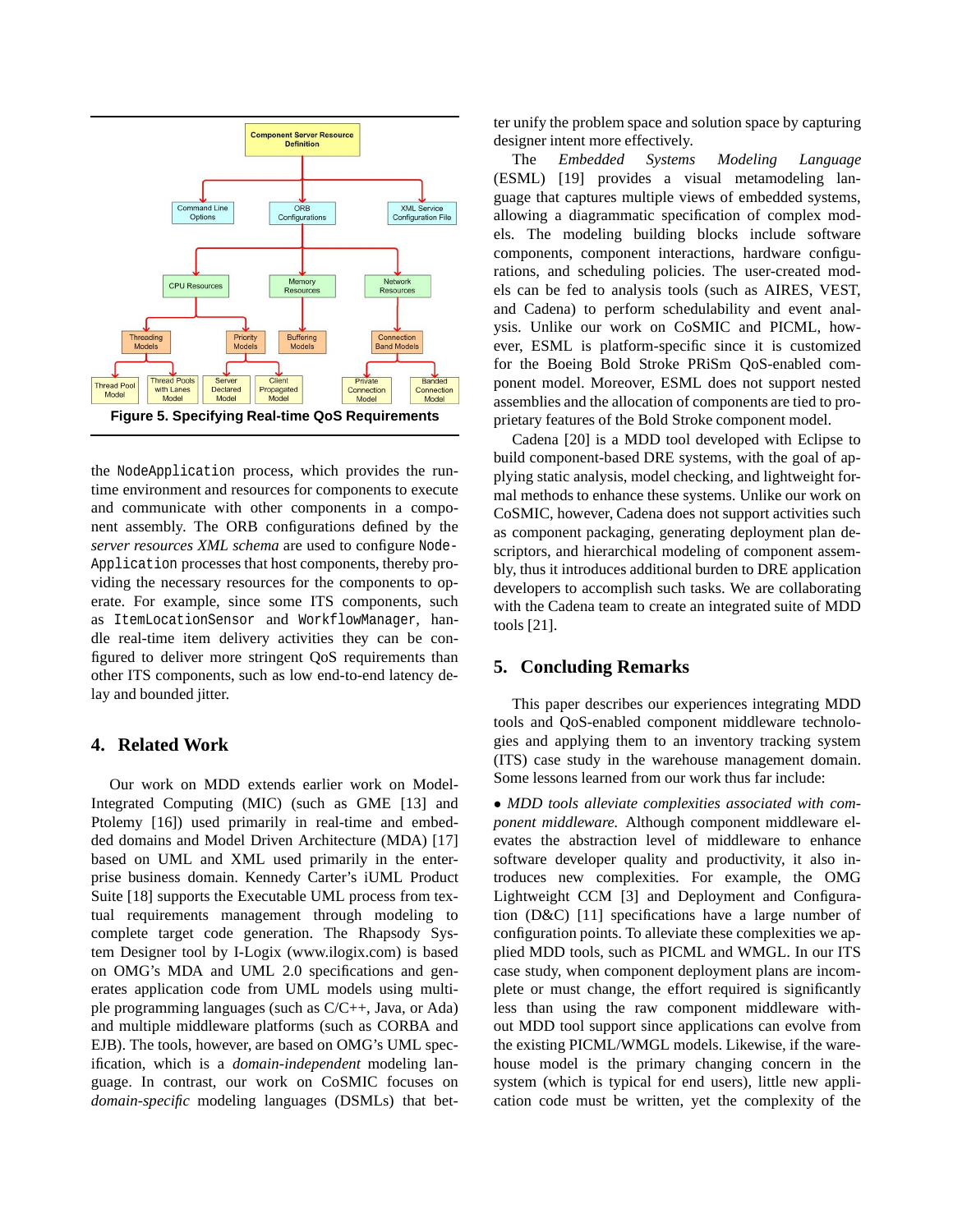Component Server Resource Definition

Command Line Options

ORB Configurations

XML Service Configuration File

CPU Resources

Memory Resources

Network Resources

Threading Models

Priority Models

Buffering Models

Connection Band Models

Thread Pool Model

Thread Pools with Lanes Model

Server Declared Model

Client Propagated Model

Private Connection Model

Banded Connection Model

**Figure 5. Specifying Real-time QoS Requirements**

the NodeApplication process, which provides the runtime environment and resources for components to execute and communicate with other components in a component assembly. The ORB configurations defined by the *server resources XML schema* are used to configure NodeApplication processes that host components, thereby providing the necessary resources for the components to operate. For example, since some ITS components, such as ItemLocationSensor and WorkflowManager, handle real-time item delivery activities they can be configured to deliver more stringent QoS requirements than other ITS components, such as low end-to-end latency delay and bounded jitter.

## 4. Related Work

Our work on MDD extends earlier work on Model-Integrated Computing (MIC) (such as GME [13] and Ptolemy [16]) used primarily in real-time and embedded domains and Model Driven Architecture (MDA) [17] based on UML and XML used primarily in the enterprise business domain. Kennedy Carter's iUML Product Suite [18] supports the Executable UML process from textual requirements management through modeling to complete target code generation. The Rhapsody System Designer tool by I-Logix (www.ilogix.com) is based on OMG's MDA and UML 2.0 specifications and generates application code from UML models using multiple programming languages (such as C/C++, Java, or Ada) and multiple middleware platforms (such as CORBA and EJB). The tools, however, are based on OMG's UML specification, which is a *domain-independent* modeling language. In contrast, our work on CoSMIC focuses on *domain-specific* modeling languages (DSMLs) that better unify the problem space and solution space by capturing designer intent more effectively.

The *Embedded Systems Modeling Language* (ESML) [19] provides a visual metamodeling language that captures multiple views of embedded systems, allowing a diagrammatic specification of complex models. The modeling building blocks include software components, component interactions, hardware configurations, and scheduling policies. The user-created models can be fed to analysis tools (such as AIRES, VEST, and Cadena) to perform schedulability and event analysis. Unlike our work on CoSMIC and PICML, however, ESML is platform-specific since it is customized for the Boeing Bold Stroke PRiSm QoS-enabled component model. Moreover, ESML does not support nested assemblies and the allocation of components are tied to proprietary features of the Bold Stroke component model.

Cadena [20] is a MDD tool developed with Eclipse to build component-based DRE systems, with the goal of applying static analysis, model checking, and lightweight formal methods to enhance these systems. Unlike our work on CoSMIC, however, Cadena does not support activities such as component packaging, generating deployment plan descriptors, and hierarchical modeling of component assembly, thus it introduces additional burden to DRE application developers to accomplish such tasks. We are collaborating with the Cadena team to create an integrated suite of MDD tools [21].

## 5. Concluding Remarks

This paper describes our experiences integrating MDD tools and QoS-enabled component middleware technologies and applying them to an inventory tracking system (ITS) case study in the warehouse management domain. Some lessons learned from our work thus far include:

• *MDD tools alleviate complexities associated with component middleware.* Although component middleware elevates the abstraction level of middleware to enhance software developer quality and productivity, it also introduces new complexities. For example, the OMG Lightweight CCM [3] and Deployment and Configuration (D&C) [11] specifications have a large number of configuration points. To alleviate these complexities we applied MDD tools, such as PICML and WMGL. In our ITS case study, when component deployment plans are incomplete or must change, the effort required is significantly less than using the raw component middleware without MDD tool support since applications can evolve from the existing PICML/WMGL models. Likewise, if the warehouse model is the primary changing concern in the system (which is typical for end users), little new application code must be written, yet the complexity of the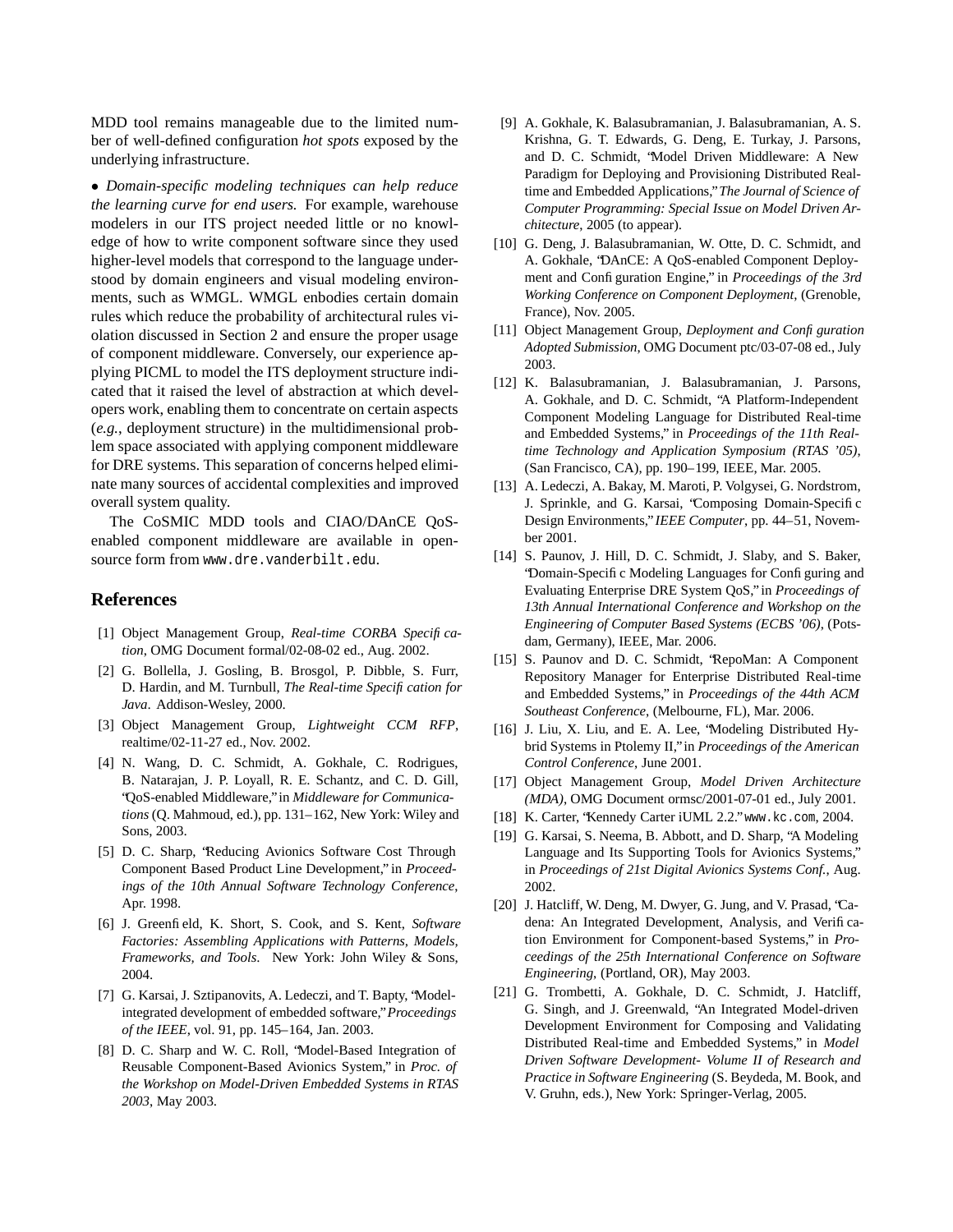MDD tool remains manageable due to the limited number of well-defined configuration *hot spots* exposed by the underlying infrastructure.

• *Domain-specific modeling techniques can help reduce the learning curve for end users.* For example, warehouse modelers in our ITS project needed little or no knowledge of how to write component software since they used higher-level models that correspond to the language understood by domain engineers and visual modeling environments, such as WMGL. WMGL enbodies certain domain rules which reduce the probability of architectural rules violation discussed in Section 2 and ensure the proper usage of component middleware. Conversely, our experience applying PICML to model the ITS deployment structure indicated that it raised the level of abstraction at which developers work, enabling them to concentrate on certain aspects (*e.g.*, deployment structure) in the multidimensional problem space associated with applying component middleware for DRE systems. This separation of concerns helped eliminate many sources of accidental complexities and improved overall system quality.

The CoSMIC MDD tools and CIAO/DAnCE QoS-enabled component middleware are available in open-source form from `www.dre.vanderbilt.edu`.

## References

[1] Object Management Group, *Real-time CORBA Specification*, OMG Document formal/02-08-02 ed., Aug. 2002.

[2] G. Bollella, J. Gosling, B. Brosgol, P. Dibble, S. Furr, D. Hardin, and M. Turnbull, *The Real-time Specification for Java*. Addison-Wesley, 2000.

[3] Object Management Group, *Lightweight CCM RFP*, realtime/02-11-27 ed., Nov. 2002.

[4] N. Wang, D. C. Schmidt, A. Gokhale, C. Rodrigues, B. Natarajan, J. P. Loyall, R. E. Schantz, and C. D. Gill, "QoS-enabled Middleware," in *Middleware for Communications* (Q. Mahmoud, ed.), pp. 131–162, New York: Wiley and Sons, 2003.

[5] D. C. Sharp, "Reducing Avionics Software Cost Through Component Based Product Line Development," in *Proceedings of the 10th Annual Software Technology Conference*, Apr. 1998.

[6] J. Greenfield, K. Short, S. Cook, and S. Kent, *Software Factories: Assembling Applications with Patterns, Models, Frameworks, and Tools*. New York: John Wiley & Sons, 2004.

[7] G. Karsai, J. Sztipanovits, A. Ledeczi, and T. Bapty, "Model-integrated development of embedded software," *Proceedings of the IEEE*, vol. 91, pp. 145–164, Jan. 2003.

[8] D. C. Sharp and W. C. Roll, "Model-Based Integration of Reusable Component-Based Avionics System," in *Proc. of the Workshop on Model-Driven Embedded Systems in RTAS 2003*, May 2003.

[9] A. Gokhale, K. Balasubramanian, J. Balasubramanian, A. S. Krishna, G. T. Edwards, G. Deng, E. Turkay, J. Parsons, and D. C. Schmidt, "Model Driven Middleware: A New Paradigm for Deploying and Provisioning Distributed Real-time and Embedded Applications," *The Journal of Science of Computer Programming: Special Issue on Model Driven Architecture*, 2005 (to appear).

[10] G. Deng, J. Balasubramanian, W. Otte, D. C. Schmidt, and A. Gokhale, "DAnCE: A QoS-enabled Component Deployment and Configuration Engine," in *Proceedings of the 3rd Working Conference on Component Deployment*, (Grenoble, France), Nov. 2005.

[11] Object Management Group, *Deployment and Configuration Adopted Submission*, OMG Document ptc/03-07-08 ed., July 2003.

[12] K. Balasubramanian, J. Balasubramanian, J. Parsons, A. Gokhale, and D. C. Schmidt, "A Platform-Independent Component Modeling Language for Distributed Real-time and Embedded Systems," in *Proceedings of the 11th Real-time Technology and Application Symposium (RTAS '05)*, (San Francisco, CA), pp. 190–199, IEEE, Mar. 2005.

[13] A. Ledeczi, A. Bakay, M. Maroti, P. Volgysei, G. Nordstrom, J. Sprinkle, and G. Karsai, "Composing Domain-Specific Design Environments," *IEEE Computer*, pp. 44–51, November 2001.

[14] S. Paunov, J. Hill, D. C. Schmidt, J. Slaby, and S. Baker, "Domain-Specific Modeling Languages for Configuring and Evaluating Enterprise DRE System QoS," in *Proceedings of 13th Annual International Conference and Workshop on the Engineering of Computer Based Systems (ECBS '06)*, (Potsdam, Germany), IEEE, Mar. 2006.

[15] S. Paunov and D. C. Schmidt, "RepoMan: A Component Repository Manager for Enterprise Distributed Real-time and Embedded Systems," in *Proceedings of the 44th ACM Southeast Conference*, (Melbourne, FL), Mar. 2006.

[16] J. Liu, X. Liu, and E. A. Lee, "Modeling Distributed Hybrid Systems in Ptolemy II," in *Proceedings of the American Control Conference*, June 2001.

[17] Object Management Group, *Model Driven Architecture (MDA)*, OMG Document ormsc/2001-07-01 ed., July 2001.

[18] K. Carter, "Kennedy Carter iUML 2.2." `www.kc.com`, 2004.

[19] G. Karsai, S. Neema, B. Abbott, and D. Sharp, "A Modeling Language and Its Supporting Tools for Avionics Systems," in *Proceedings of 21st Digital Avionics Systems Conf.*, Aug. 2002.

[20] J. Hatcliff, W. Deng, M. Dwyer, G. Jung, and V. Prasad, "Cadena: An Integrated Development, Analysis, and Verification Environment for Component-based Systems," in *Proceedings of the 25th International Conference on Software Engineering*, (Portland, OR), May 2003.

[21] G. Trombetti, A. Gokhale, D. C. Schmidt, J. Hatcliff, G. Singh, and J. Greenwald, "An Integrated Model-driven Development Environment for Composing and Validating Distributed Real-time and Embedded Systems," in *Model Driven Software Development- Volume II of Research and Practice in Software Engineering* (S. Beydeda, M. Book, and V. Gruhn, eds.), New York: Springer-Verlag, 2005.